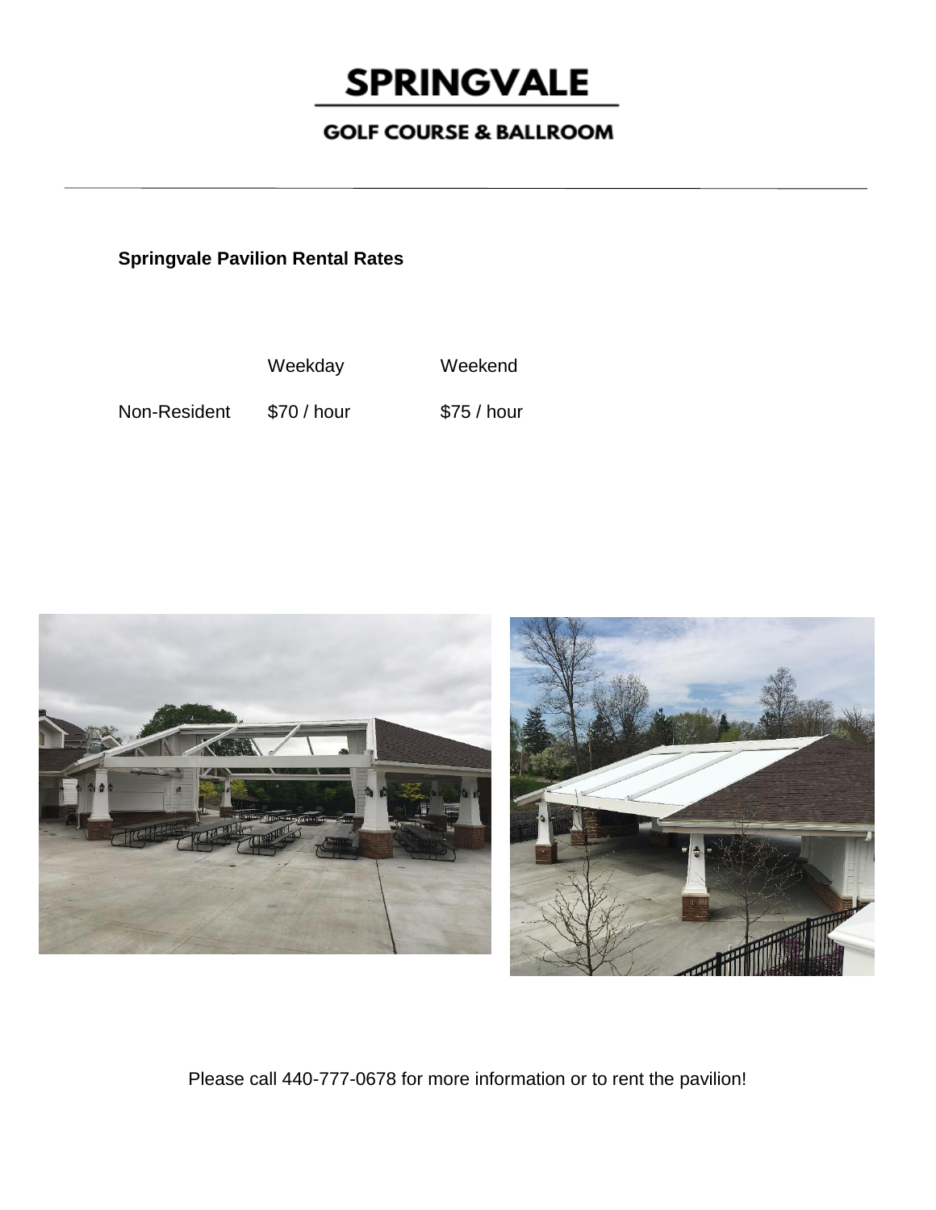# SPRINGVALE

## GOLF COURSE & BALLROOM

**Springvale Pavilion Rental Rates**

| | Weekday | Weekend |
|---|---|---|
| Non-Resident | $70 / hour | $75 / hour |

Please call 440-777-0678 for more information or to rent the pavilion!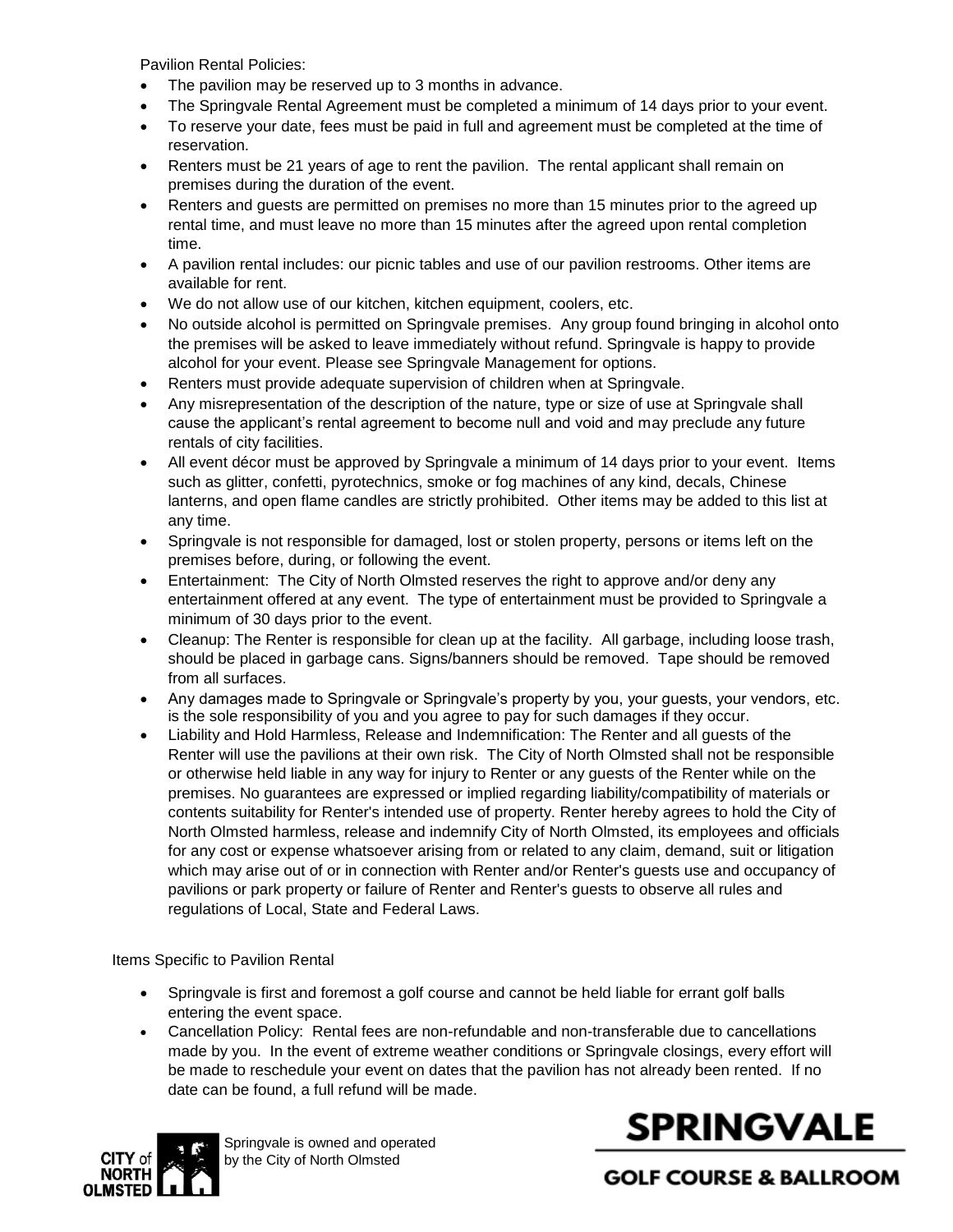Pavilion Rental Policies:

- The pavilion may be reserved up to 3 months in advance.
- The Springvale Rental Agreement must be completed a minimum of 14 days prior to your event.
- To reserve your date, fees must be paid in full and agreement must be completed at the time of reservation.
- Renters must be 21 years of age to rent the pavilion. The rental applicant shall remain on premises during the duration of the event.
- Renters and guests are permitted on premises no more than 15 minutes prior to the agreed up rental time, and must leave no more than 15 minutes after the agreed upon rental completion time.
- A pavilion rental includes: our picnic tables and use of our pavilion restrooms. Other items are available for rent.
- We do not allow use of our kitchen, kitchen equipment, coolers, etc.
- No outside alcohol is permitted on Springvale premises. Any group found bringing in alcohol onto the premises will be asked to leave immediately without refund. Springvale is happy to provide alcohol for your event. Please see Springvale Management for options.
- Renters must provide adequate supervision of children when at Springvale.
- Any misrepresentation of the description of the nature, type or size of use at Springvale shall cause the applicant's rental agreement to become null and void and may preclude any future rentals of city facilities.
- All event décor must be approved by Springvale a minimum of 14 days prior to your event. Items such as glitter, confetti, pyrotechnics, smoke or fog machines of any kind, decals, Chinese lanterns, and open flame candles are strictly prohibited. Other items may be added to this list at any time.
- Springvale is not responsible for damaged, lost or stolen property, persons or items left on the premises before, during, or following the event.
- Entertainment: The City of North Olmsted reserves the right to approve and/or deny any entertainment offered at any event. The type of entertainment must be provided to Springvale a minimum of 30 days prior to the event.
- Cleanup: The Renter is responsible for clean up at the facility. All garbage, including loose trash, should be placed in garbage cans. Signs/banners should be removed. Tape should be removed from all surfaces.
- Any damages made to Springvale or Springvale's property by you, your guests, your vendors, etc. is the sole responsibility of you and you agree to pay for such damages if they occur.
- Liability and Hold Harmless, Release and Indemnification: The Renter and all guests of the Renter will use the pavilions at their own risk. The City of North Olmsted shall not be responsible or otherwise held liable in any way for injury to Renter or any guests of the Renter while on the premises. No guarantees are expressed or implied regarding liability/compatibility of materials or contents suitability for Renter's intended use of property. Renter hereby agrees to hold the City of North Olmsted harmless, release and indemnify City of North Olmsted, its employees and officials for any cost or expense whatsoever arising from or related to any claim, demand, suit or litigation which may arise out of or in connection with Renter and/or Renter's guests use and occupancy of pavilions or park property or failure of Renter and Renter's guests to observe all rules and regulations of Local, State and Federal Laws.

Items Specific to Pavilion Rental

- Springvale is first and foremost a golf course and cannot be held liable for errant golf balls entering the event space.
- Cancellation Policy: Rental fees are non-refundable and non-transferable due to cancellations made by you. In the event of extreme weather conditions or Springvale closings, every effort will be made to reschedule your event on dates that the pavilion has not already been rented. If no date can be found, a full refund will be made.

CITY of NORTH OLMSTED

Springvale is owned and operated by the City of North Olmsted

SPRINGVALE

GOLF COURSE & BALLROOM